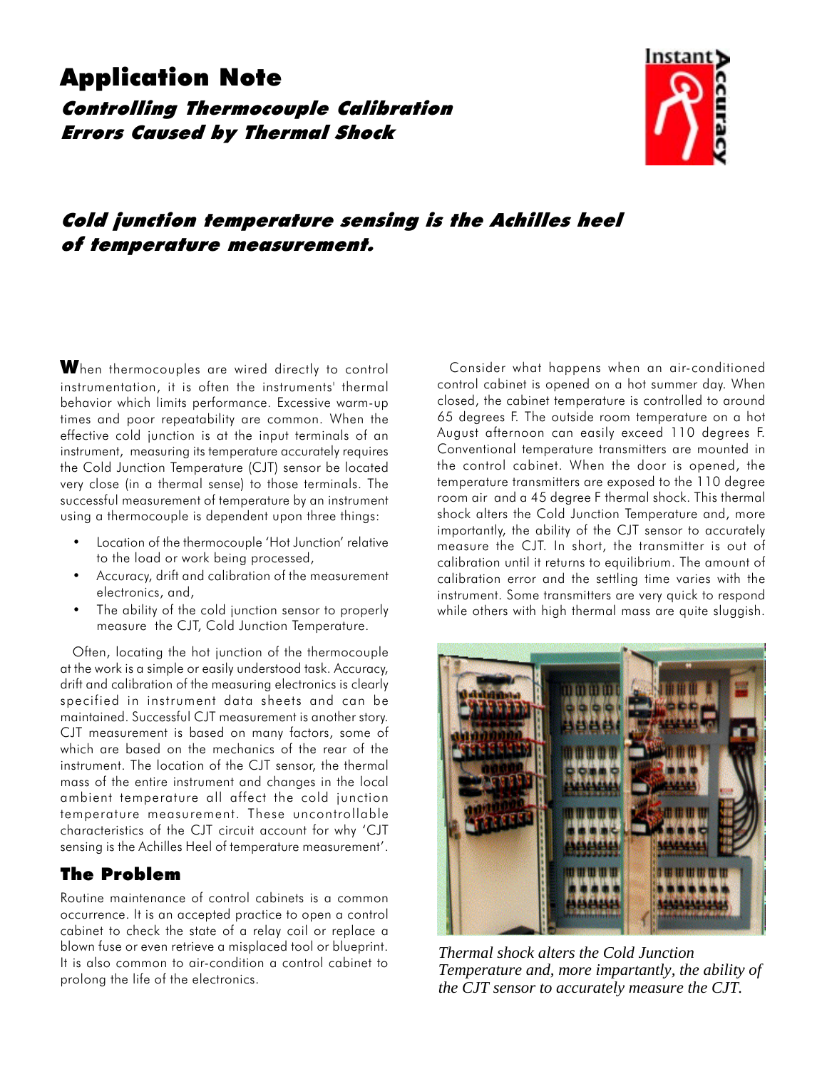# Application Note

## *Controlling Thermocouple Calibration Errors Caused by Thermal Shock*

### *Cold junction temperature sensing is the Achilles heel of temperature measurement.*

**W**hen thermocouples are wired directly to control instrumentation, it is often the instruments' thermal behavior which limits performance. Excessive warm-up times and poor repeatability are common. When the effective cold junction is at the input terminals of an instrument, measuring its temperature accurately requires the Cold Junction Temperature (CJT) sensor be located very close (in a thermal sense) to those terminals. The successful measurement of temperature by an instrument using a thermocouple is dependent upon three things:

- Location of the thermocouple 'Hot Junction' relative to the load or work being processed,
- Accuracy, drift and calibration of the measurement electronics, and,
- The ability of the cold junction sensor to properly measure the CJT, Cold Junction Temperature.

Often, locating the hot junction of the thermocouple at the work is a simple or easily understood task. Accuracy, drift and calibration of the measuring electronics is clearly specified in instrument data sheets and can be maintained. Successful CJT measurement is another story. CJT measurement is based on many factors, some of which are based on the mechanics of the rear of the instrument. The location of the CJT sensor, the thermal mass of the entire instrument and changes in the local ambient temperature all affect the cold junction temperature measurement. These uncontrollable characteristics of the CJT circuit account for why 'CJT sensing is the Achilles Heel of temperature measurement'.

## The Problem

Routine maintenance of control cabinets is a common occurrence. It is an accepted practice to open a control cabinet to check the state of a relay coil or replace a blown fuse or even retrieve a misplaced tool or blueprint. It is also common to air-condition a control cabinet to prolong the life of the electronics.

Consider what happens when an air-conditioned control cabinet is opened on a hot summer day. When closed, the cabinet temperature is controlled to around 65 degrees F. The outside room temperature on a hot August afternoon can easily exceed 110 degrees F. Conventional temperature transmitters are mounted in the control cabinet. When the door is opened, the temperature transmitters are exposed to the 110 degree room air and a 45 degree F thermal shock. This thermal shock alters the Cold Junction Temperature and, more importantly, the ability of the CJT sensor to accurately measure the CJT. In short, the transmitter is out of calibration until it returns to equilibrium. The amount of calibration error and the settling time varies with the instrument. Some transmitters are very quick to respond while others with high thermal mass are quite sluggish.

*Thermal shock alters the Cold Junction Temperature and, more impartantly, the ability of the CJT sensor to accurately measure the CJT.*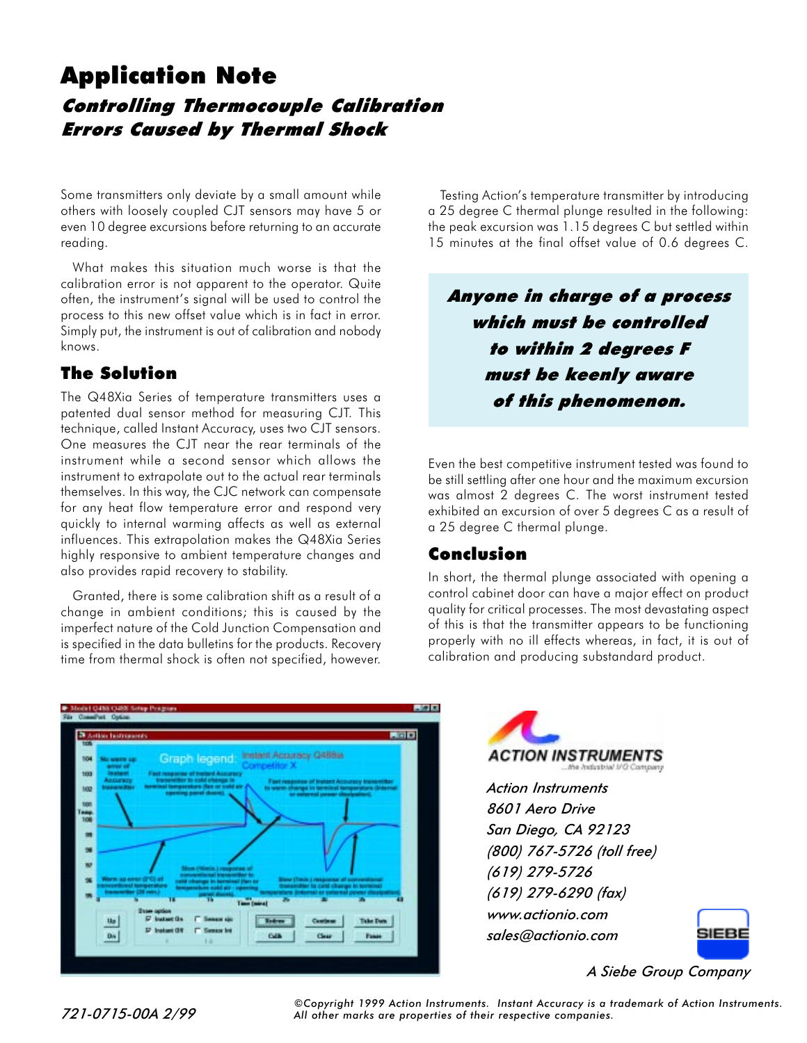# Application Note

## *Controlling Thermocouple Calibration Errors Caused by Thermal Shock*

Some transmitters only deviate by a small amount while others with loosely coupled CJT sensors may have 5 or even 10 degree excursions before returning to an accurate reading.

What makes this situation much worse is that the calibration error is not apparent to the operator. Quite often, the instrument's signal will be used to control the process to this new offset value which is in fact in error. Simply put, the instrument is out of calibration and nobody knows.

### The Solution

The Q48Xia Series of temperature transmitters uses a patented dual sensor method for measuring CJT. This technique, called Instant Accuracy, uses two CJT sensors. One measures the CJT near the rear terminals of the instrument while a second sensor which allows the instrument to extrapolate out to the actual rear terminals themselves. In this way, the CJC network can compensate for any heat flow temperature error and respond very quickly to internal warming affects as well as external influences. This extrapolation makes the Q48Xia Series highly responsive to ambient temperature changes and also provides rapid recovery to stability.

Granted, there is some calibration shift as a result of a change in ambient conditions; this is caused by the imperfect nature of the Cold Junction Compensation and is specified in the data bulletins for the products. Recovery time from thermal shock is often not specified, however.

Testing Action's temperature transmitter by introducing a 25 degree C thermal plunge resulted in the following: the peak excursion was 1.15 degrees C but settled within 15 minutes at the final offset value of 0.6 degrees C.

***Anyone in charge of a process which must be controlled to within 2 degrees F must be keenly aware of this phenomenon.***

Even the best competitive instrument tested was found to be still settling after one hour and the maximum excursion was almost 2 degrees C. The worst instrument tested exhibited an excursion of over 5 degrees C as a result of a 25 degree C thermal plunge.

### Conclusion

In short, the thermal plunge associated with opening a control cabinet door can have a major effect on product quality for critical processes. The most devastating aspect of this is that the transmitter appears to be functioning properly with no ill effects whereas, in fact, it is out of calibration and producing substandard product.

Model Q48X/Q48R Setup Program

Action Instruments

Graph legend: Instant Accuracy Q488ia
Competitor X

No warm up error of Instant Accuracy transmitter

Fast response of Instant Accuracy transmitter to cold change in terminal temperature (fan or cold air opening panel doors).

Fast response of Instant Accuracy transmitter to warm change in terminal temperature (internal or external power dissipation).

Warm up error (2°C) of conventional temperature transmitter (20 min.)

Slow (15min.) response of conventional transmitter to cold change in terminal temperature (fan or cold air - opening panel doors).

Slow (7min.) response of conventional transmitter to cold change in terminal temperature (internal or external power dissipation).

Temp.

Time [mins]

*Action Instruments*
*8601 Aero Drive*
*San Diego, CA 92123*
*(800) 767-5726 (toll free)*
*(619) 279-5726*
*(619) 279-6290 (fax)*
*www.actionio.com*
*sales@actionio.com*

*A Siebe Group Company*

*721-0715-00A 2/99*

*©Copyright 1999 Action Instruments. Instant Accuracy is a trademark of Action Instruments. All other marks are properties of their respective companies.*